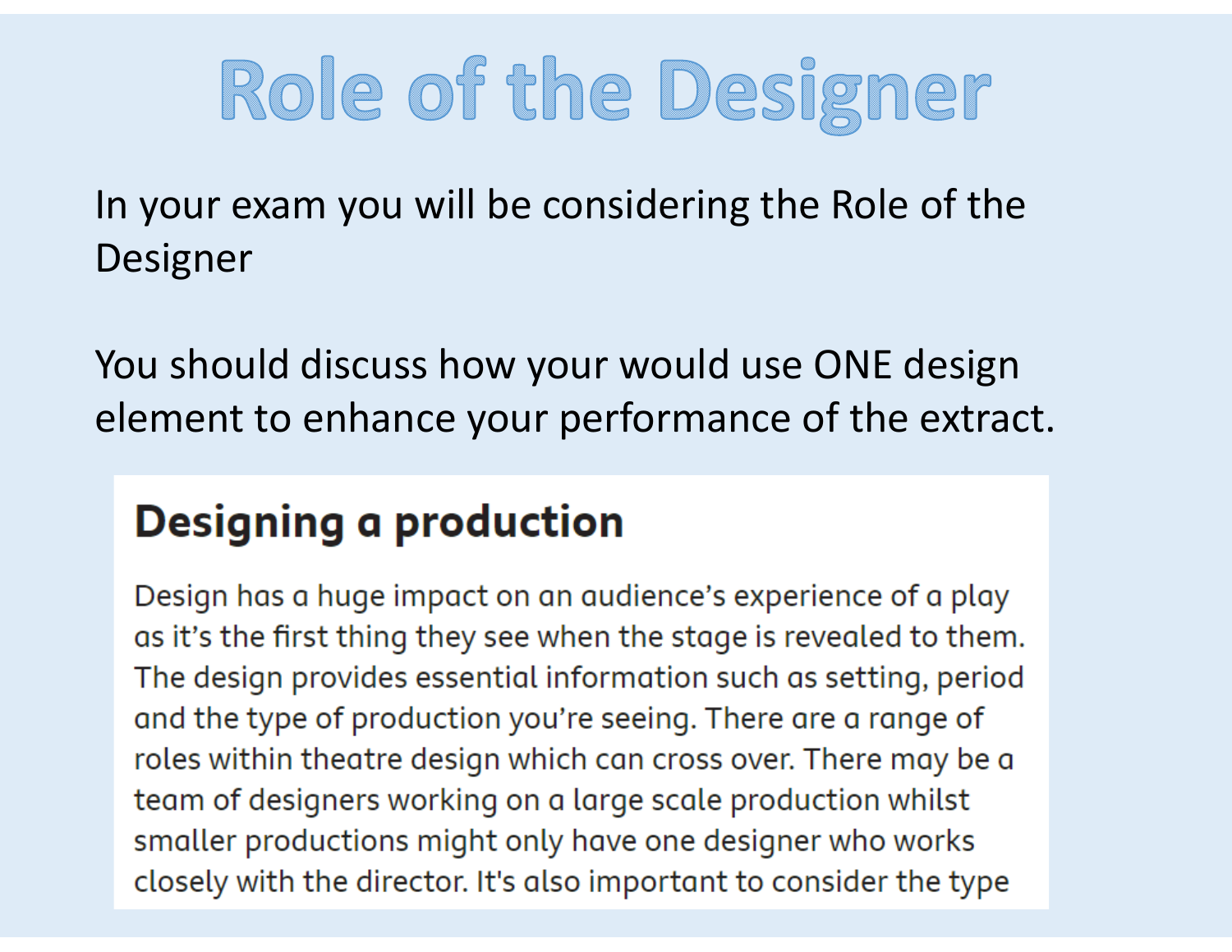# Role of the Designer

In your exam you will be considering the Role of the Designer

You should discuss how your would use ONE design element to enhance your performance of the extract.

## Designing a production

Design has a huge impact on an audience's experience of a play as it's the first thing they see when the stage is revealed to them. The design provides essential information such as setting, period and the type of production you're seeing. There are a range of roles within theatre design which can cross over. There may be a team of designers working on a large scale production whilst smaller productions might only have one designer who works closely with the director. It's also important to consider the type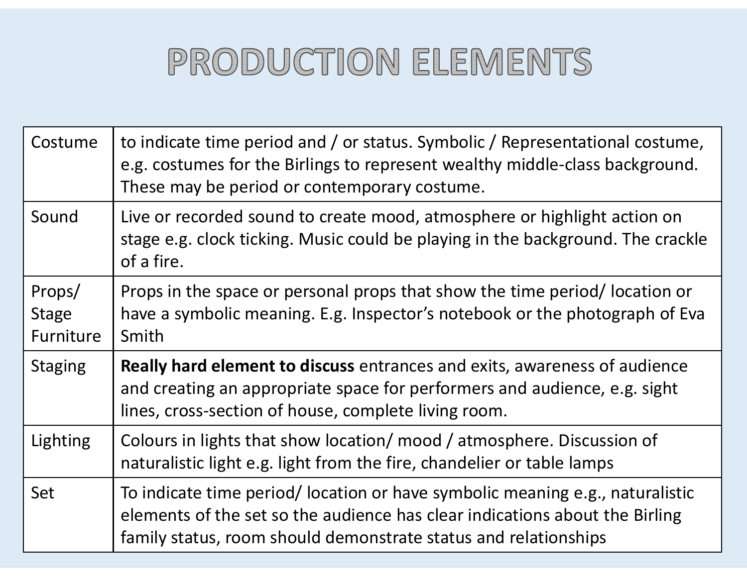# PRODUCTION ELEMENTS

| | |
|---|---|
| Costume | to indicate time period and / or status. Symbolic / Representational costume, e.g. costumes for the Birlings to represent wealthy middle-class background. These may be period or contemporary costume. |
| Sound | Live or recorded sound to create mood, atmosphere or highlight action on stage e.g. clock ticking. Music could be playing in the background. The crackle of a fire. |
| Props/ Stage Furniture | Props in the space or personal props that show the time period/ location or have a symbolic meaning. E.g. Inspector's notebook or the photograph of Eva Smith |
| Staging | **Really hard element to discuss** entrances and exits, awareness of audience and creating an appropriate space for performers and audience, e.g. sight lines, cross-section of house, complete living room. |
| Lighting | Colours in lights that show location/ mood / atmosphere. Discussion of naturalistic light e.g. light from the fire, chandelier or table lamps |
| Set | To indicate time period/ location or have symbolic meaning e.g., naturalistic elements of the set so the audience has clear indications about the Birling family status, room should demonstrate status and relationships |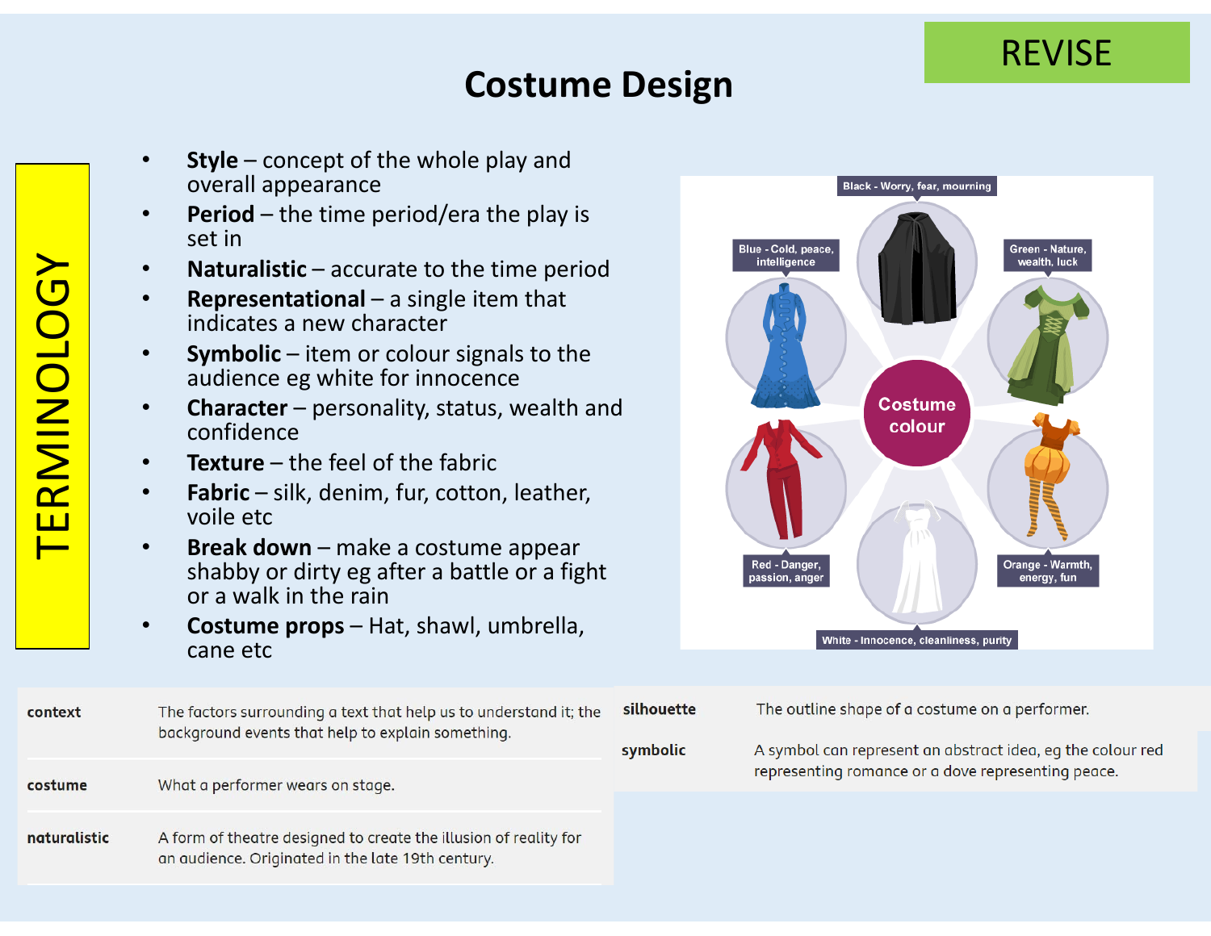# Costume Design

REVISE

## TERMINOLOGY

- **Style** – concept of the whole play and overall appearance
- **Period** – the time period/era the play is set in
- **Naturalistic** – accurate to the time period
- **Representational** – a single item that indicates a new character
- **Symbolic** – item or colour signals to the audience eg white for innocence
- **Character** – personality, status, wealth and confidence
- **Texture** – the feel of the fabric
- **Fabric** – silk, denim, fur, cotton, leather, voile etc
- **Break down** – make a costume appear shabby or dirty eg after a battle or a fight or a walk in the rain
- **Costume props** – Hat, shawl, umbrella, cane etc

**Costume colour**

- Black - Worry, fear, mourning
- Green - Nature, wealth, luck
- Orange - Warmth, energy, fun
- White - Innocence, cleanliness, purity
- Red - Danger, passion, anger
- Blue - Cold, peace, intelligence

| | |
|---|---|
| **context** | The factors surrounding a text that help us to understand it; the background events that help to explain something. |
| **costume** | What a performer wears on stage. |
| **naturalistic** | A form of theatre designed to create the illusion of reality for an audience. Originated in the late 19th century. |
| **silhouette** | The outline shape of a costume on a performer. |
| **symbolic** | A symbol can represent an abstract idea, eg the colour red representing romance or a dove representing peace. |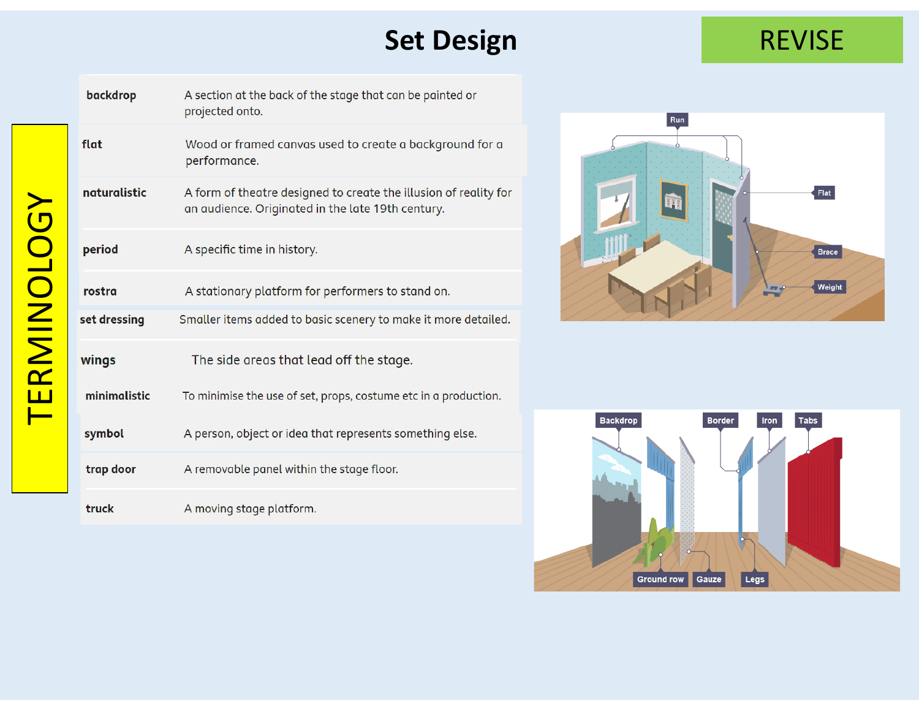# Set Design

REVISE

## TERMINOLOGY

| Term | Definition |
| --- | --- |
| **backdrop** | A section at the back of the stage that can be painted or projected onto. |
| **flat** | Wood or framed canvas used to create a background for a performance. |
| **naturalistic** | A form of theatre designed to create the illusion of reality for an audience. Originated in the late 19th century. |
| **period** | A specific time in history. |
| **rostra** | A stationary platform for performers to stand on. |
| **set dressing** | Smaller items added to basic scenery to make it more detailed. |
| **wings** | The side areas that lead off the stage. |
| **minimalistic** | To minimise the use of set, props, costume etc in a production. |
| **symbol** | A person, object or idea that represents something else. |
| **trap door** | A removable panel within the stage floor. |
| **truck** | A moving stage platform. |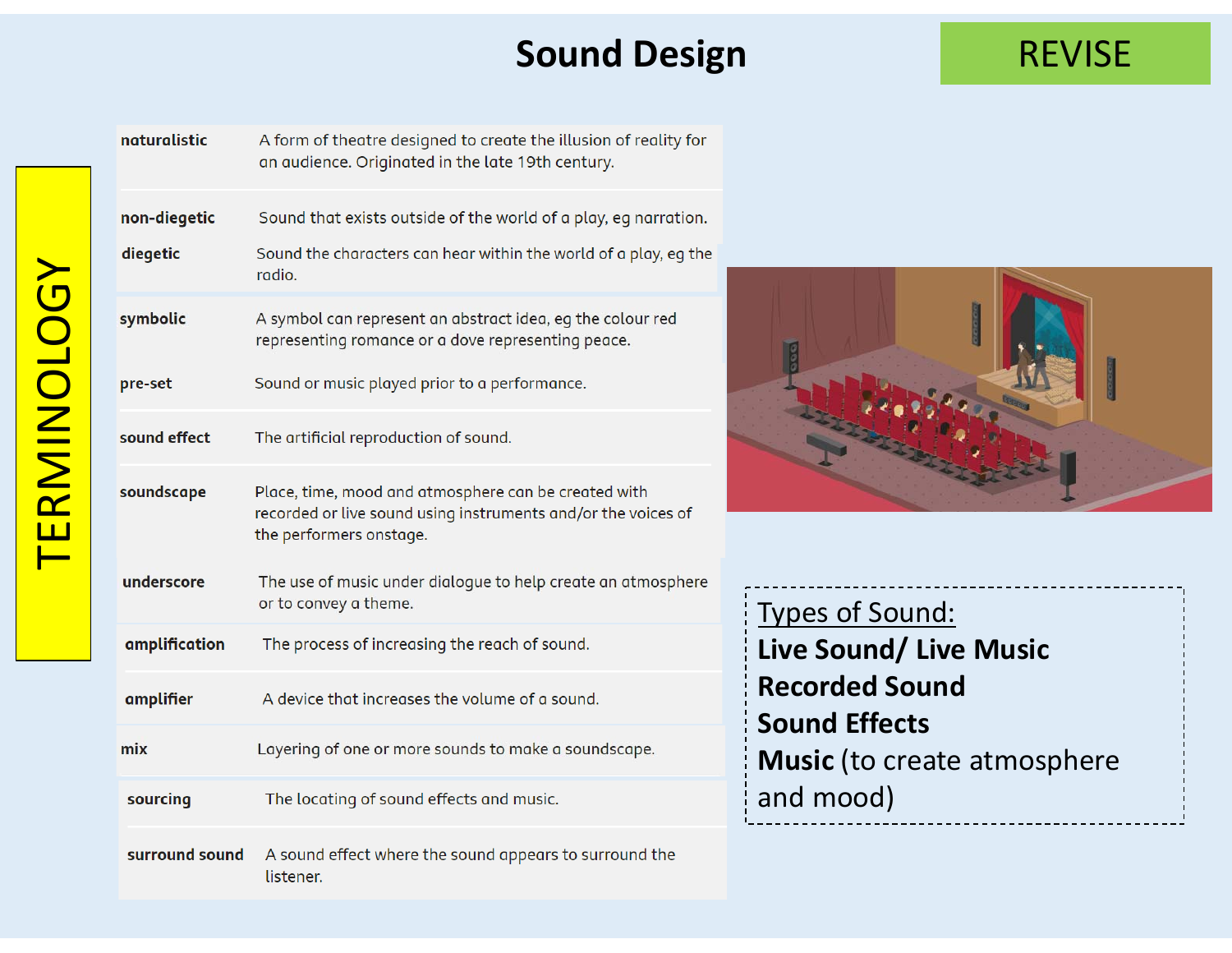# Sound Design

REVISE

## TERMINOLOGY

| Term | Definition |
| --- | --- |
| **naturalistic** | A form of theatre designed to create the illusion of reality for an audience. Originated in the late 19th century. |
| **non-diegetic** | Sound that exists outside of the world of a play, eg narration. |
| **diegetic** | Sound the characters can hear within the world of a play, eg the radio. |
| **symbolic** | A symbol can represent an abstract idea, eg the colour red representing romance or a dove representing peace. |
| **pre-set** | Sound or music played prior to a performance. |
| **sound effect** | The artificial reproduction of sound. |
| **soundscape** | Place, time, mood and atmosphere can be created with recorded or live sound using instruments and/or the voices of the performers onstage. |
| **underscore** | The use of music under dialogue to help create an atmosphere or to convey a theme. |
| **amplification** | The process of increasing the reach of sound. |
| **amplifier** | A device that increases the volume of a sound. |
| **mix** | Layering of one or more sounds to make a soundscape. |
| **sourcing** | The locating of sound effects and music. |
| **surround sound** | A sound effect where the sound appears to surround the listener. |

Types of Sound:

**Live Sound/ Live Music**

**Recorded Sound**

**Sound Effects**

**Music** (to create atmosphere and mood)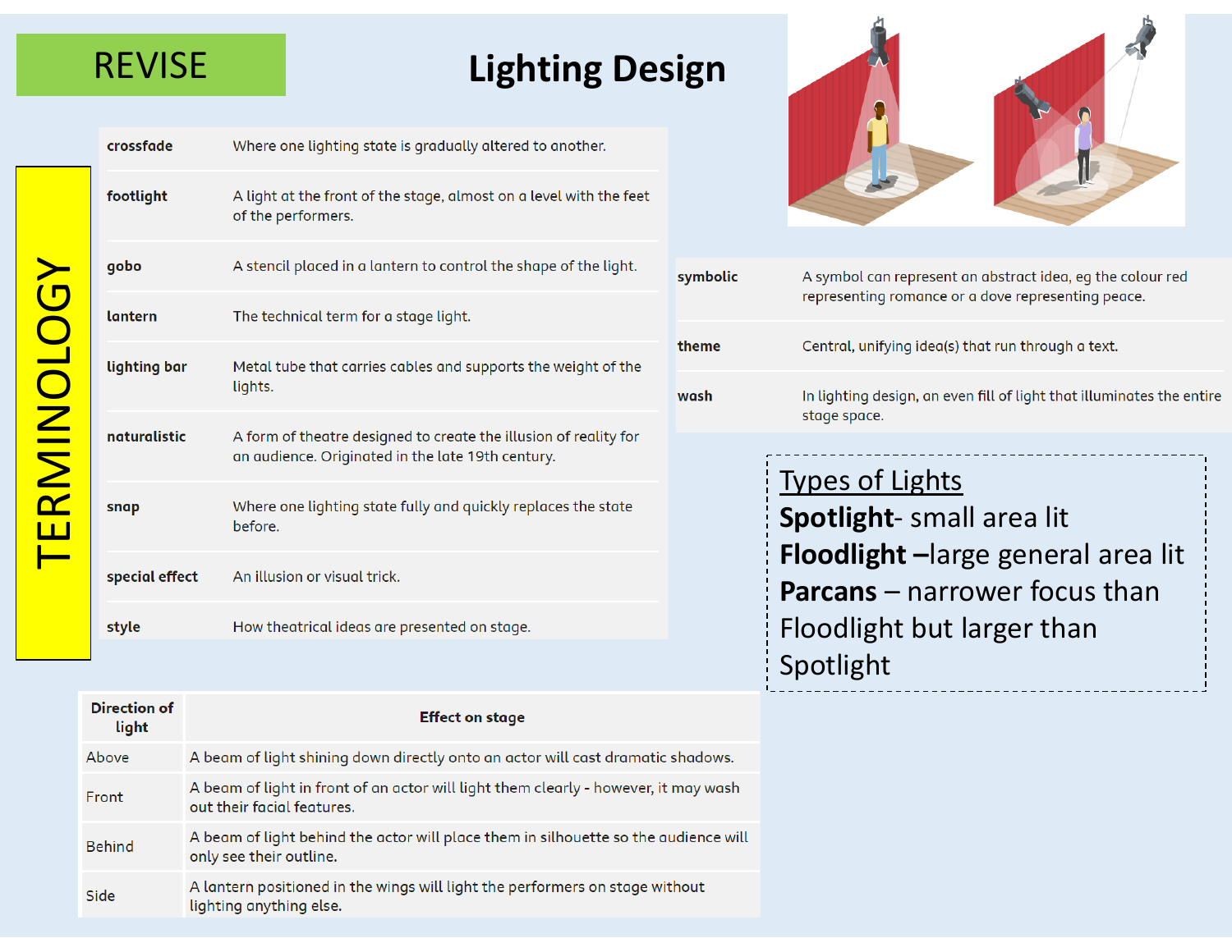REVISE

# Lighting Design

## TERMINOLOGY

| | |
|---|---|
| **crossfade** | Where one lighting state is gradually altered to another. |
| **footlight** | A light at the front of the stage, almost on a level with the feet of the performers. |
| **gobo** | A stencil placed in a lantern to control the shape of the light. |
| **lantern** | The technical term for a stage light. |
| **lighting bar** | Metal tube that carries cables and supports the weight of the lights. |
| **naturalistic** | A form of theatre designed to create the illusion of reality for an audience. Originated in the late 19th century. |
| **snap** | Where one lighting state fully and quickly replaces the state before. |
| **special effect** | An illusion or visual trick. |
| **style** | How theatrical ideas are presented on stage. |
| **symbolic** | A symbol can represent an abstract idea, eg the colour red representing romance or a dove representing peace. |
| **theme** | Central, unifying idea(s) that run through a text. |
| **wash** | In lighting design, an even fill of light that illuminates the entire stage space. |

<u>Types of Lights</u>

**Spotlight**- small area lit

**Floodlight –**large general area lit

**Parcans** – narrower focus than Floodlight but larger than Spotlight

| Direction of light | Effect on stage |
|---|---|
| Above | A beam of light shining down directly onto an actor will cast dramatic shadows. |
| Front | A beam of light in front of an actor will light them clearly - however, it may wash out their facial features. |
| Behind | A beam of light behind the actor will place them in silhouette so the audience will only see their outline. |
| Side | A lantern positioned in the wings will light the performers on stage without lighting anything else. |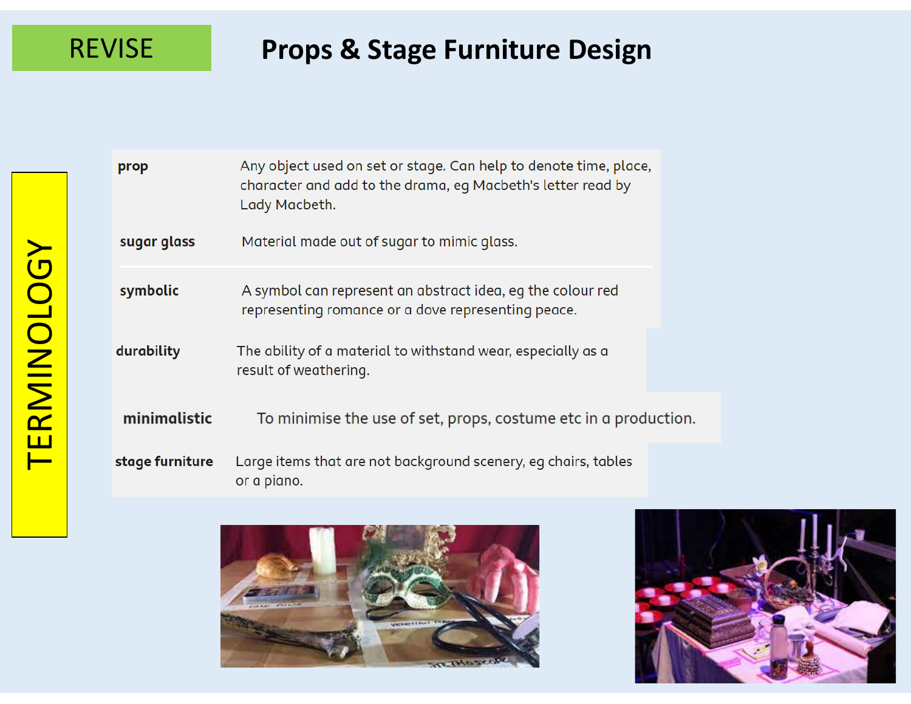REVISE

# Props & Stage Furniture Design

## TERMINOLOGY

| | |
|---|---|
| **prop** | Any object used on set or stage. Can help to denote time, place, character and add to the drama, eg Macbeth's letter read by Lady Macbeth. |
| **sugar glass** | Material made out of sugar to mimic glass. |
| **symbolic** | A symbol can represent an abstract idea, eg the colour red representing romance or a dove representing peace. |
| **durability** | The ability of a material to withstand wear, especially as a result of weathering. |
| **minimalistic** | To minimise the use of set, props, costume etc in a production. |
| **stage furniture** | Large items that are not background scenery, eg chairs, tables or a piano. |